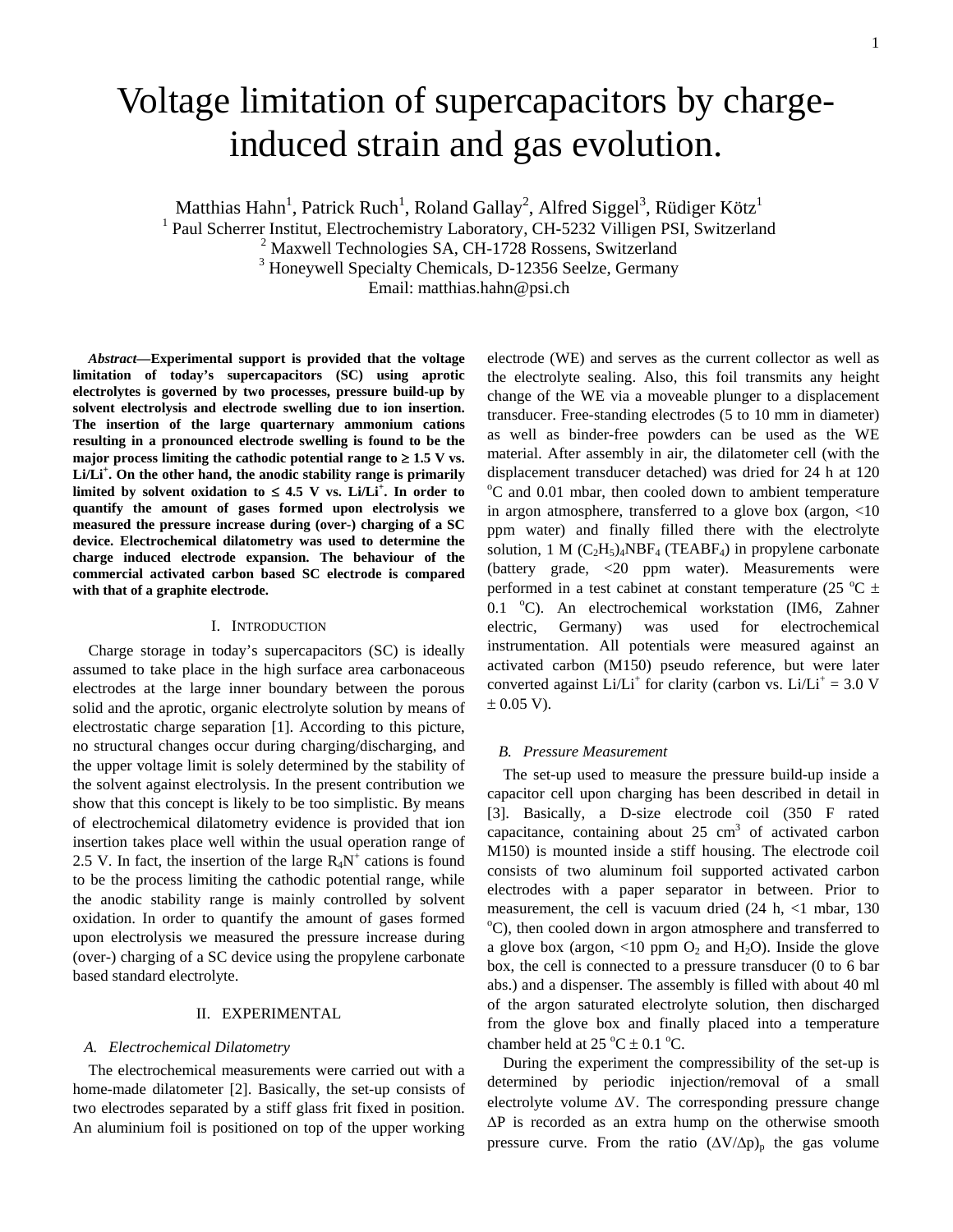# Voltage limitation of supercapacitors by charge-induced strain and gas evolution.

Matthias Hahn[1], Patrick Ruch[1], Roland Gallay[2], Alfred Siggel[3], Rüdiger Kötz[1]

[1] Paul Scherrer Institut, Electrochemistry Laboratory, CH-5232 Villigen PSI, Switzerland

[2] Maxwell Technologies SA, CH-1728 Rossens, Switzerland

[3] Honeywell Specialty Chemicals, D-12356 Seelze, Germany

Email: matthias.hahn@psi.ch

***Abstract*—Experimental support is provided that the voltage limitation of today's supercapacitors (SC) using aprotic electrolytes is governed by two processes, pressure build-up by solvent electrolysis and electrode swelling due to ion insertion. The insertion of the large quarternary ammonium cations resulting in a pronounced electrode swelling is found to be the major process limiting the cathodic potential range to ≥ 1.5 V vs. $Li/Li^+$. On the other hand, the anodic stability range is primarily limited by solvent oxidation to ≤ 4.5 V vs. $Li/Li^+$. In order to quantify the amount of gases formed upon electrolysis we measured the pressure increase during (over-) charging of a SC device. Electrochemical dilatometry was used to determine the charge induced electrode expansion. The behaviour of the commercial activated carbon based SC electrode is compared with that of a graphite electrode.**

## I. Introduction

Charge storage in today's supercapacitors (SC) is ideally assumed to take place in the high surface area carbonaceous electrodes at the large inner boundary between the porous solid and the aprotic, organic electrolyte solution by means of electrostatic charge separation [1]. According to this picture, no structural changes occur during charging/discharging, and the upper voltage limit is solely determined by the stability of the solvent against electrolysis. In the present contribution we show that this concept is likely to be too simplistic. By means of electrochemical dilatometry evidence is provided that ion insertion takes place well within the usual operation range of 2.5 V. In fact, the insertion of the large $R_4N^+$ cations is found to be the process limiting the cathodic potential range, while the anodic stability range is mainly controlled by solvent oxidation. In order to quantify the amount of gases formed upon electrolysis we measured the pressure increase during (over-) charging of a SC device using the propylene carbonate based standard electrolyte.

## II. Experimental

### A. Electrochemical Dilatometry

The electrochemical measurements were carried out with a home-made dilatometer [2]. Basically, the set-up consists of two electrodes separated by a stiff glass frit fixed in position. An aluminium foil is positioned on top of the upper working electrode (WE) and serves as the current collector as well as the electrolyte sealing. Also, this foil transmits any height change of the WE via a moveable plunger to a displacement transducer. Free-standing electrodes (5 to 10 mm in diameter) as well as binder-free powders can be used as the WE material. After assembly in air, the dilatometer cell (with the displacement transducer detached) was dried for 24 h at 120 °C and 0.01 mbar, then cooled down to ambient temperature in argon atmosphere, transferred to a glove box (argon, <10 ppm water) and finally filled there with the electrolyte solution, 1 M $(C_2H_5)_4NBF_4$ ($TEABF_4$) in propylene carbonate (battery grade, <20 ppm water). Measurements were performed in a test cabinet at constant temperature (25 °C ± 0.1 °C). An electrochemical workstation (IM6, Zahner electric, Germany) was used for electrochemical instrumentation. All potentials were measured against an activated carbon (M150) pseudo reference, but were later converted against $Li/Li^+$ for clarity (carbon vs. $Li/Li^+$ = 3.0 V ± 0.05 V).

### B. Pressure Measurement

The set-up used to measure the pressure build-up inside a capacitor cell upon charging has been described in detail in [3]. Basically, a D-size electrode coil (350 F rated capacitance, containing about 25 $cm^3$ of activated carbon M150) is mounted inside a stiff housing. The electrode coil consists of two aluminum foil supported activated carbon electrodes with a paper separator in between. Prior to measurement, the cell is vacuum dried (24 h, <1 mbar, 130 °C), then cooled down in argon atmosphere and transferred to a glove box (argon, <10 ppm $O_2$ and $H_2O$). Inside the glove box, the cell is connected to a pressure transducer (0 to 6 bar abs.) and a dispenser. The assembly is filled with about 40 ml of the argon saturated electrolyte solution, then discharged from the glove box and finally placed into a temperature chamber held at 25 °C ± 0.1 °C.

During the experiment the compressibility of the set-up is determined by periodic injection/removal of a small electrolyte volume $\Delta V$. The corresponding pressure change $\Delta P$ is recorded as an extra hump on the otherwise smooth pressure curve. From the ratio $(\Delta V/\Delta p)_p$ the gas volume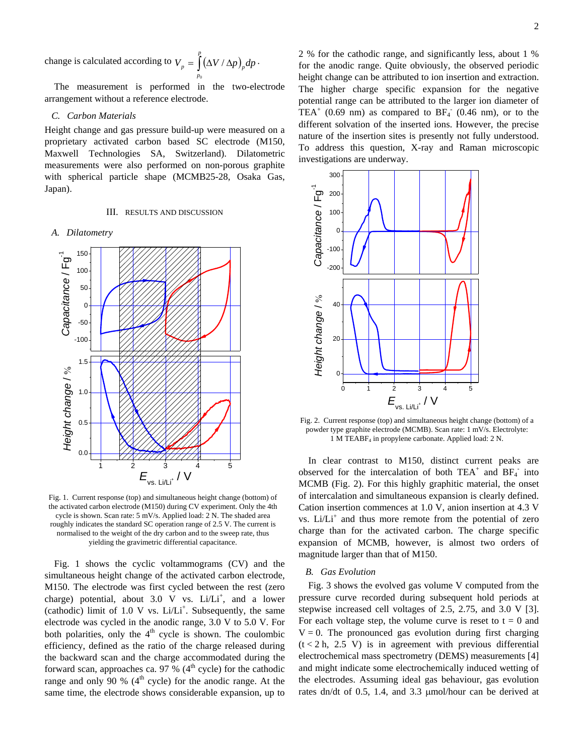change is calculated according to $V_p = \int_{p_0}^{p} (\Delta V / \Delta p)_p \, dp$.

The measurement is performed in the two-electrode arrangement without a reference electrode.

### C. Carbon Materials

Height change and gas pressure build-up were measured on a proprietary activated carbon based SC electrode (M150, Maxwell Technologies SA, Switzerland). Dilatometric measurements were also performed on non-porous graphite with spherical particle shape (MCMB25-28, Osaka Gas, Japan).

## III. Results and Discussion

### A. Dilatometry

Fig. 1. Current response (top) and simultaneous height change (bottom) of the activated carbon electrode (M150) during CV experiment. Only the 4th cycle is shown. Scan rate: 5 mV/s. Applied load: 2 N. The shaded area roughly indicates the standard SC operation range of 2.5 V. The current is normalised to the weight of the dry carbon and to the sweep rate, thus yielding the gravimetric differential capacitance.

Fig. 1 shows the cyclic voltammograms (CV) and the simultaneous height change of the activated carbon electrode, M150. The electrode was first cycled between the rest (zero charge) potential, about 3.0 V vs. $Li/Li^+$, and a lower (cathodic) limit of 1.0 V vs. $Li/Li^+$. Subsequently, the same electrode was cycled in the anodic range, 3.0 V to 5.0 V. For both polarities, only the 4[th] cycle is shown. The coulombic efficiency, defined as the ratio of the charge released during the backward scan and the charge accommodated during the forward scan, approaches ca. 97 % (4[th] cycle) for the cathodic range and only 90 % (4[th] cycle) for the anodic range. At the same time, the electrode shows considerable expansion, up to 2 % for the cathodic range, and significantly less, about 1 % for the anodic range. Quite obviously, the observed periodic height change can be attributed to ion insertion and extraction. The higher charge specific expansion for the negative potential range can be attributed to the larger ion diameter of $TEA^+$ (0.69 nm) as compared to $BF_4^-$ (0.46 nm), or to the different solvation of the inserted ions. However, the precise nature of the insertion sites is presently not fully understood. To address this question, X-ray and Raman microscopic investigations are underway.

Fig. 2. Current response (top) and simultaneous height change (bottom) of a powder type graphite electrode (MCMB). Scan rate: 1 mV/s. Electrolyte: 1 M $TEABF_4$ in propylene carbonate. Applied load: 2 N.

In clear contrast to M150, distinct current peaks are observed for the intercalation of both $TEA^+$ and $BF_4^-$ into MCMB (Fig. 2). For this highly graphitic material, the onset of intercalation and simultaneous expansion is clearly defined. Cation insertion commences at 1.0 V, anion insertion at 4.3 V vs. $Li/Li^+$ and thus more remote from the potential of zero charge than for the activated carbon. The charge specific expansion of MCMB, however, is almost two orders of magnitude larger than that of M150.

### B. Gas Evolution

Fig. 3 shows the evolved gas volume V computed from the pressure curve recorded during subsequent hold periods at stepwise increased cell voltages of 2.5, 2.75, and 3.0 V [3]. For each voltage step, the volume curve is reset to t = 0 and V = 0. The pronounced gas evolution during first charging (t < 2 h, 2.5 V) is in agreement with previous differential electrochemical mass spectrometry (DEMS) measurements [4] and might indicate some electrochemically induced wetting of the electrodes. Assuming ideal gas behaviour, gas evolution rates dn/dt of 0.5, 1.4, and 3.3 μmol/hour can be derived at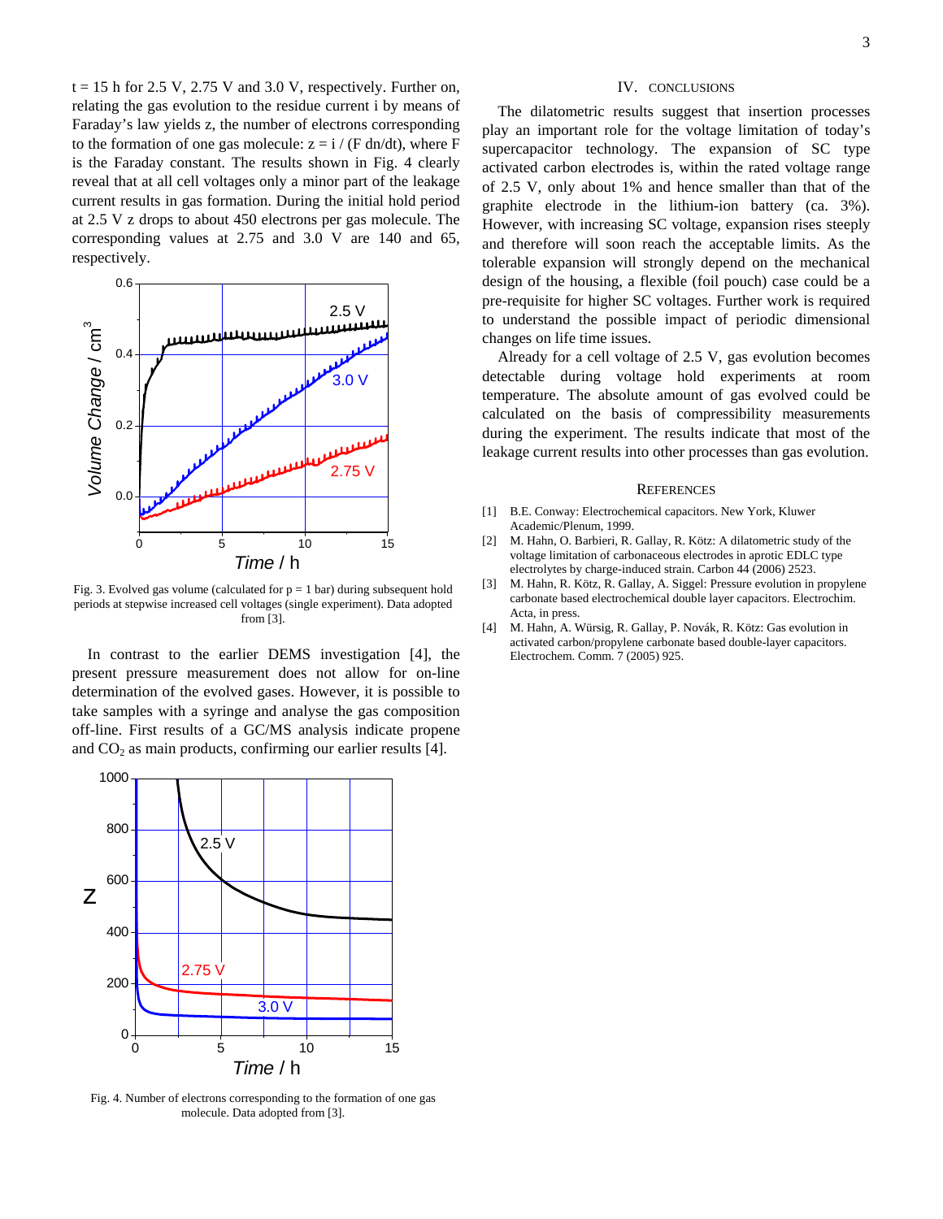t = 15 h for 2.5 V, 2.75 V and 3.0 V, respectively. Further on, relating the gas evolution to the residue current i by means of Faraday's law yields z, the number of electrons corresponding to the formation of one gas molecule: $z = i / (F\ dn/dt)$, where F is the Faraday constant. The results shown in Fig. 4 clearly reveal that at all cell voltages only a minor part of the leakage current results in gas formation. During the initial hold period at 2.5 V z drops to about 450 electrons per gas molecule. The corresponding values at 2.75 and 3.0 V are 140 and 65, respectively.

0.6
0.4
0.2
0.0
Volume Change / cm$^3$
2.5 V
3.0 V
2.75 V
0
5
10
15
Time / h

Fig. 3. Evolved gas volume (calculated for p = 1 bar) during subsequent hold periods at stepwise increased cell voltages (single experiment). Data adopted from [3].

In contrast to the earlier DEMS investigation [4], the present pressure measurement does not allow for on-line determination of the evolved gases. However, it is possible to take samples with a syringe and analyse the gas composition off-line. First results of a GC/MS analysis indicate propene and $CO_2$ as main products, confirming our earlier results [4].

1000
800
600
400
200
0
Z
2.5 V
2.75 V
3.0 V
0
5
10
15
Time / h

Fig. 4. Number of electrons corresponding to the formation of one gas molecule. Data adopted from [3].

## IV. Conclusions

The dilatometric results suggest that insertion processes play an important role for the voltage limitation of today's supercapacitor technology. The expansion of SC type activated carbon electrodes is, within the rated voltage range of 2.5 V, only about 1% and hence smaller than that of the graphite electrode in the lithium-ion battery (ca. 3%). However, with increasing SC voltage, expansion rises steeply and therefore will soon reach the acceptable limits. As the tolerable expansion will strongly depend on the mechanical design of the housing, a flexible (foil pouch) case could be a pre-requisite for higher SC voltages. Further work is required to understand the possible impact of periodic dimensional changes on life time issues.

Already for a cell voltage of 2.5 V, gas evolution becomes detectable during voltage hold experiments at room temperature. The absolute amount of gas evolved could be calculated on the basis of compressibility measurements during the experiment. The results indicate that most of the leakage current results into other processes than gas evolution.

## References

[1] B.E. Conway: Electrochemical capacitors. New York, Kluwer Academic/Plenum, 1999.

[2] M. Hahn, O. Barbieri, R. Gallay, R. Kötz: A dilatometric study of the voltage limitation of carbonaceous electrodes in aprotic EDLC type electrolytes by charge-induced strain. Carbon 44 (2006) 2523.

[3] M. Hahn, R. Kötz, R. Gallay, A. Siggel: Pressure evolution in propylene carbonate based electrochemical double layer capacitors. Electrochim. Acta, in press.

[4] M. Hahn, A. Würsig, R. Gallay, P. Novák, R. Kötz: Gas evolution in activated carbon/propylene carbonate based double-layer capacitors. Electrochem. Comm. 7 (2005) 925.